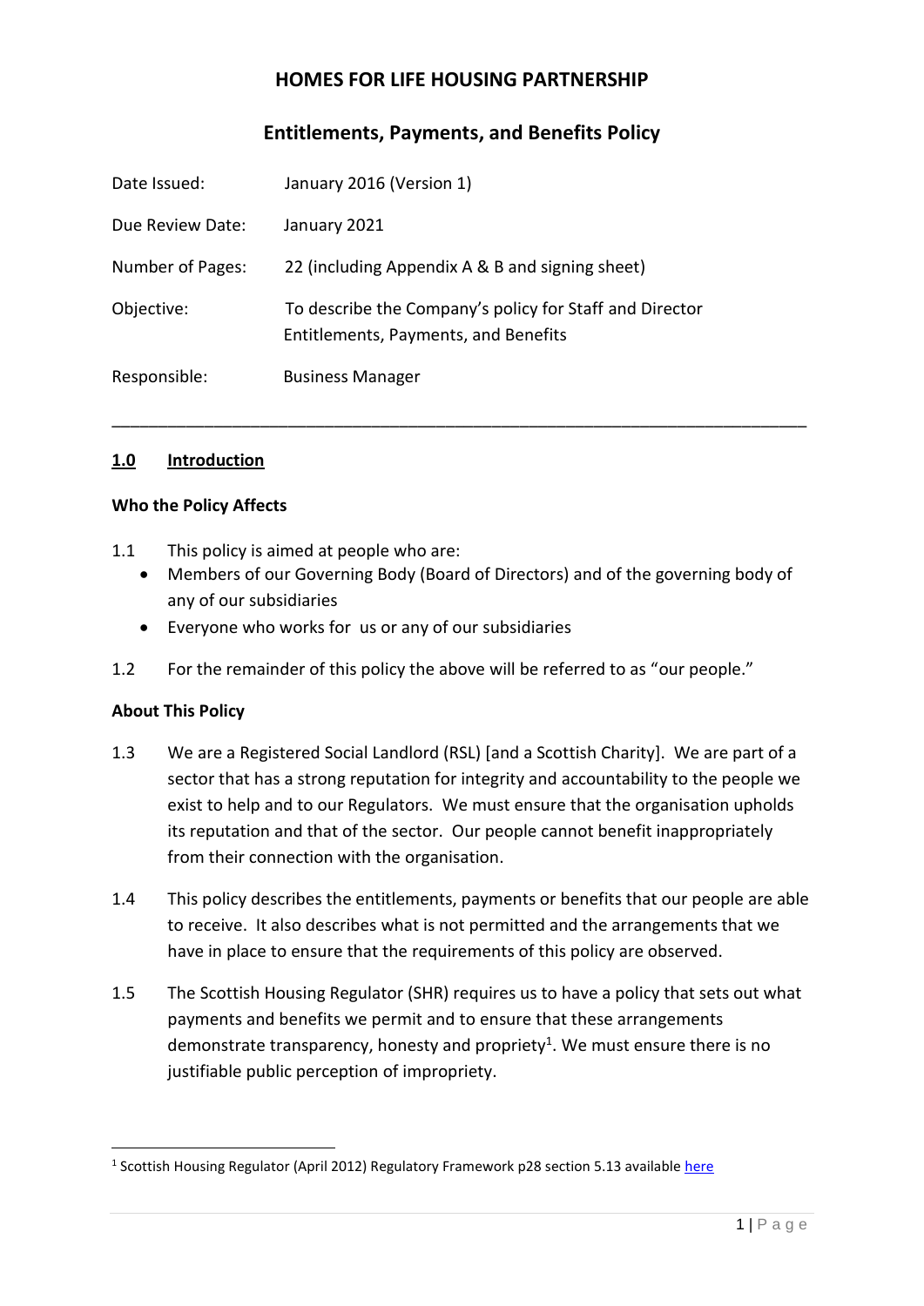# HOMES FOR LIFE HOUSING PARTNERSHIP

## Entitlements, Payments, and Benefits Policy

| | |
|---|---|
| Date Issued: | January 2016 (Version 1) |
| Due Review Date: | January 2021 |
| Number of Pages: | 22 (including Appendix A & B and signing sheet) |
| Objective: | To describe the Company's policy for Staff and Director Entitlements, Payments, and Benefits |
| Responsible: | Business Manager |

---

### 1.0 Introduction

**Who the Policy Affects**

1.1 This policy is aimed at people who are:

- Members of our Governing Body (Board of Directors) and of the governing body of any of our subsidiaries
- Everyone who works for us or any of our subsidiaries

1.2 For the remainder of this policy the above will be referred to as "our people."

**About This Policy**

1.3 We are a Registered Social Landlord (RSL) [and a Scottish Charity]. We are part of a sector that has a strong reputation for integrity and accountability to the people we exist to help and to our Regulators. We must ensure that the organisation upholds its reputation and that of the sector. Our people cannot benefit inappropriately from their connection with the organisation.

1.4 This policy describes the entitlements, payments or benefits that our people are able to receive. It also describes what is not permitted and the arrangements that we have in place to ensure that the requirements of this policy are observed.

1.5 The Scottish Housing Regulator (SHR) requires us to have a policy that sets out what payments and benefits we permit and to ensure that these arrangements demonstrate transparency, honesty and propriety[1]. We must ensure there is no justifiable public perception of impropriety.

[1] Scottish Housing Regulator (April 2012) Regulatory Framework p28 section 5.13 available here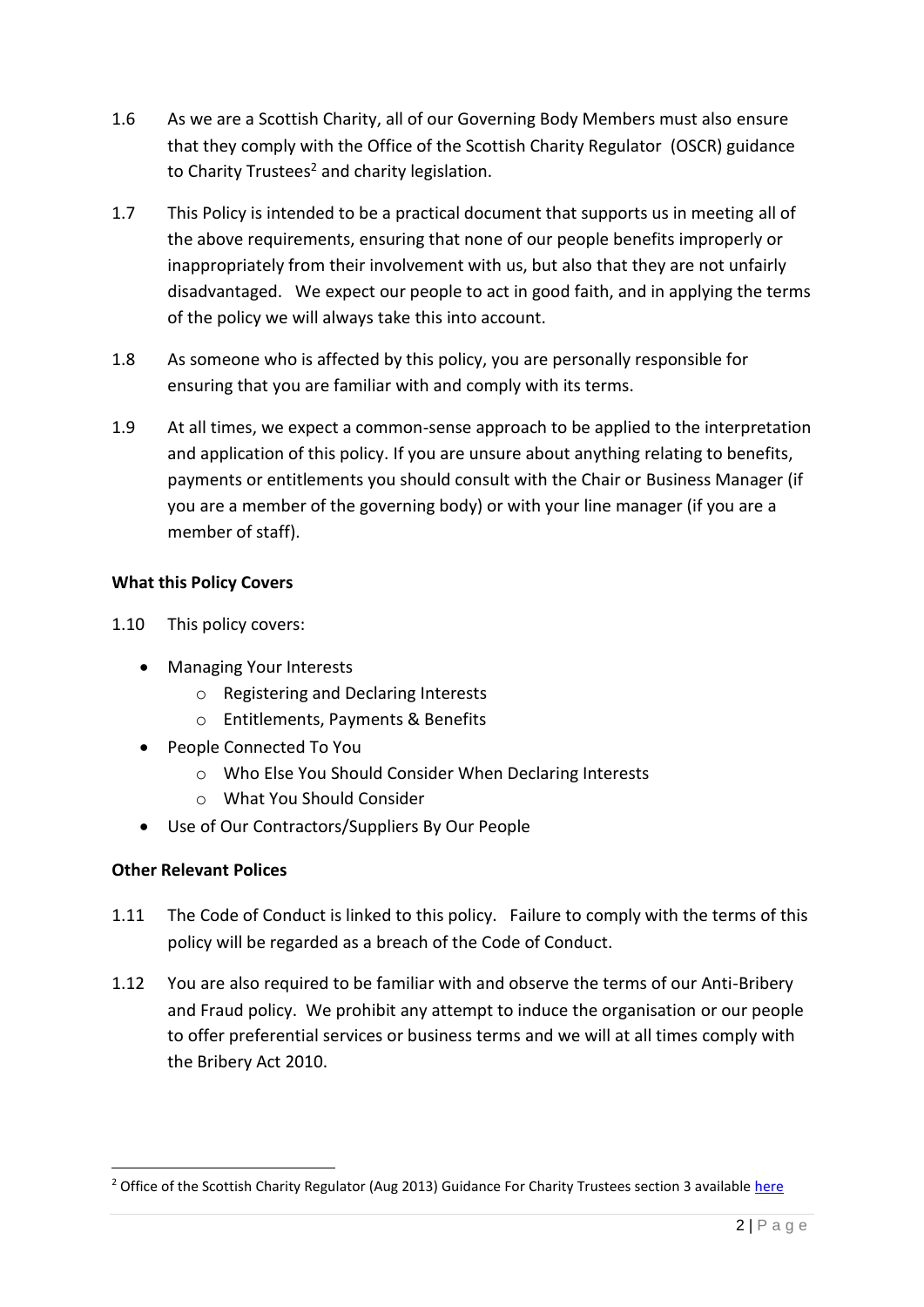1.6 As we are a Scottish Charity, all of our Governing Body Members must also ensure that they comply with the Office of the Scottish Charity Regulator (OSCR) guidance to Charity Trustees[2] and charity legislation.

1.7 This Policy is intended to be a practical document that supports us in meeting all of the above requirements, ensuring that none of our people benefits improperly or inappropriately from their involvement with us, but also that they are not unfairly disadvantaged. We expect our people to act in good faith, and in applying the terms of the policy we will always take this into account.

1.8 As someone who is affected by this policy, you are personally responsible for ensuring that you are familiar with and comply with its terms.

1.9 At all times, we expect a common-sense approach to be applied to the interpretation and application of this policy. If you are unsure about anything relating to benefits, payments or entitlements you should consult with the Chair or Business Manager (if you are a member of the governing body) or with your line manager (if you are a member of staff).

**What this Policy Covers**

1.10 This policy covers:

- Managing Your Interests
  - Registering and Declaring Interests
  - Entitlements, Payments & Benefits
- People Connected To You
  - Who Else You Should Consider When Declaring Interests
  - What You Should Consider
- Use of Our Contractors/Suppliers By Our People

**Other Relevant Polices**

1.11 The Code of Conduct is linked to this policy. Failure to comply with the terms of this policy will be regarded as a breach of the Code of Conduct.

1.12 You are also required to be familiar with and observe the terms of our Anti-Bribery and Fraud policy. We prohibit any attempt to induce the organisation or our people to offer preferential services or business terms and we will at all times comply with the Bribery Act 2010.

---

[2] Office of the Scottish Charity Regulator (Aug 2013) Guidance For Charity Trustees section 3 available here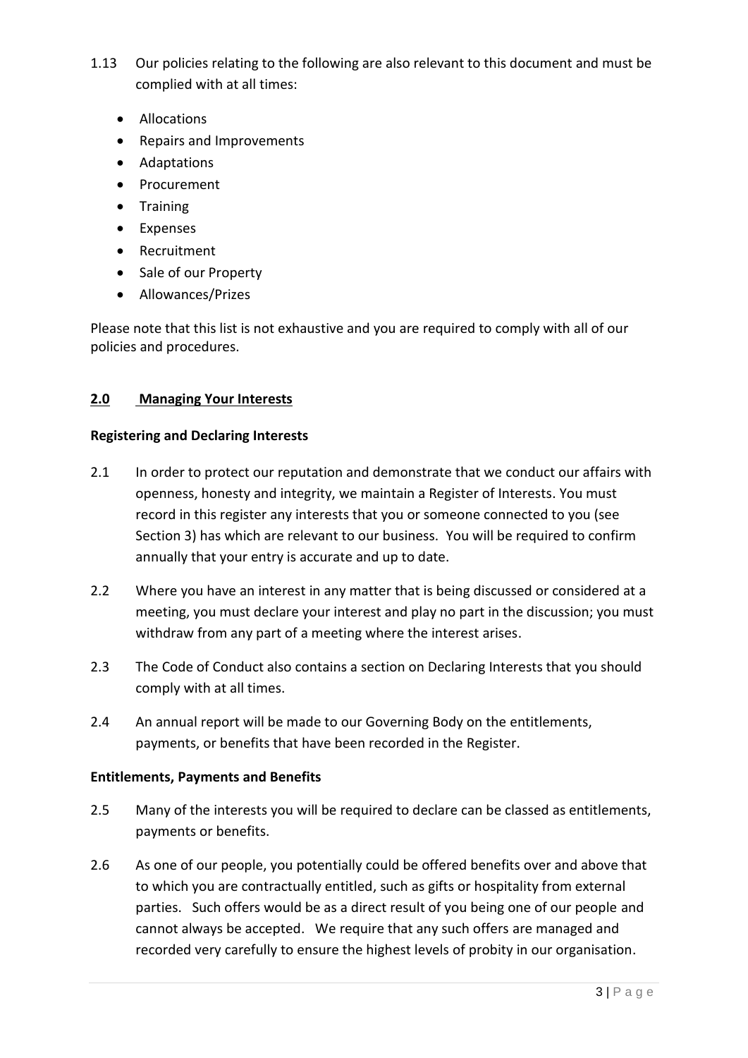1.13 Our policies relating to the following are also relevant to this document and must be complied with at all times:

- Allocations
- Repairs and Improvements
- Adaptations
- Procurement
- Training
- Expenses
- Recruitment
- Sale of our Property
- Allowances/Prizes

Please note that this list is not exhaustive and you are required to comply with all of our policies and procedures.

## 2.0 Managing Your Interests

### Registering and Declaring Interests

2.1 In order to protect our reputation and demonstrate that we conduct our affairs with openness, honesty and integrity, we maintain a Register of Interests. You must record in this register any interests that you or someone connected to you (see Section 3) has which are relevant to our business. You will be required to confirm annually that your entry is accurate and up to date.

2.2 Where you have an interest in any matter that is being discussed or considered at a meeting, you must declare your interest and play no part in the discussion; you must withdraw from any part of a meeting where the interest arises.

2.3 The Code of Conduct also contains a section on Declaring Interests that you should comply with at all times.

2.4 An annual report will be made to our Governing Body on the entitlements, payments, or benefits that have been recorded in the Register.

### Entitlements, Payments and Benefits

2.5 Many of the interests you will be required to declare can be classed as entitlements, payments or benefits.

2.6 As one of our people, you potentially could be offered benefits over and above that to which you are contractually entitled, such as gifts or hospitality from external parties. Such offers would be as a direct result of you being one of our people and cannot always be accepted. We require that any such offers are managed and recorded very carefully to ensure the highest levels of probity in our organisation.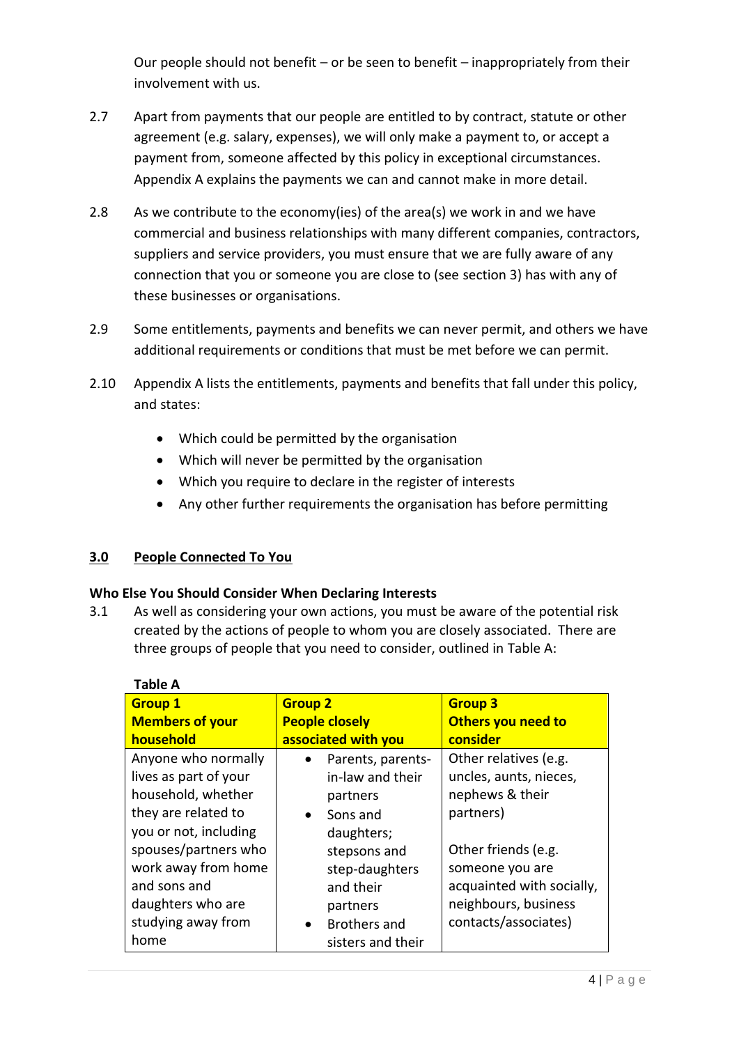Our people should not benefit – or be seen to benefit – inappropriately from their involvement with us.

2.7 Apart from payments that our people are entitled to by contract, statute or other agreement (e.g. salary, expenses), we will only make a payment to, or accept a payment from, someone affected by this policy in exceptional circumstances. Appendix A explains the payments we can and cannot make in more detail.

2.8 As we contribute to the economy(ies) of the area(s) we work in and we have commercial and business relationships with many different companies, contractors, suppliers and service providers, you must ensure that we are fully aware of any connection that you or someone you are close to (see section 3) has with any of these businesses or organisations.

2.9 Some entitlements, payments and benefits we can never permit, and others we have additional requirements or conditions that must be met before we can permit.

2.10 Appendix A lists the entitlements, payments and benefits that fall under this policy, and states:

- Which could be permitted by the organisation
- Which will never be permitted by the organisation
- Which you require to declare in the register of interests
- Any other further requirements the organisation has before permitting

## 3.0 People Connected To You

**Who Else You Should Consider When Declaring Interests**

3.1 As well as considering your own actions, you must be aware of the potential risk created by the actions of people to whom you are closely associated. There are three groups of people that you need to consider, outlined in Table A:

**Table A**

| Group 1 Members of your household | Group 2 People closely associated with you | Group 3 Others you need to consider |
|---|---|---|
| Anyone who normally lives as part of your household, whether they are related to you or not, including spouses/partners who work away from home and sons and daughters who are studying away from home | • Parents, parents-in-law and their partners<br>• Sons and daughters; stepsons and step-daughters and their partners<br>• Brothers and sisters and their | Other relatives (e.g. uncles, aunts, nieces, nephews & their partners)<br><br>Other friends (e.g. someone you are acquainted with socially, neighbours, business contacts/associates) |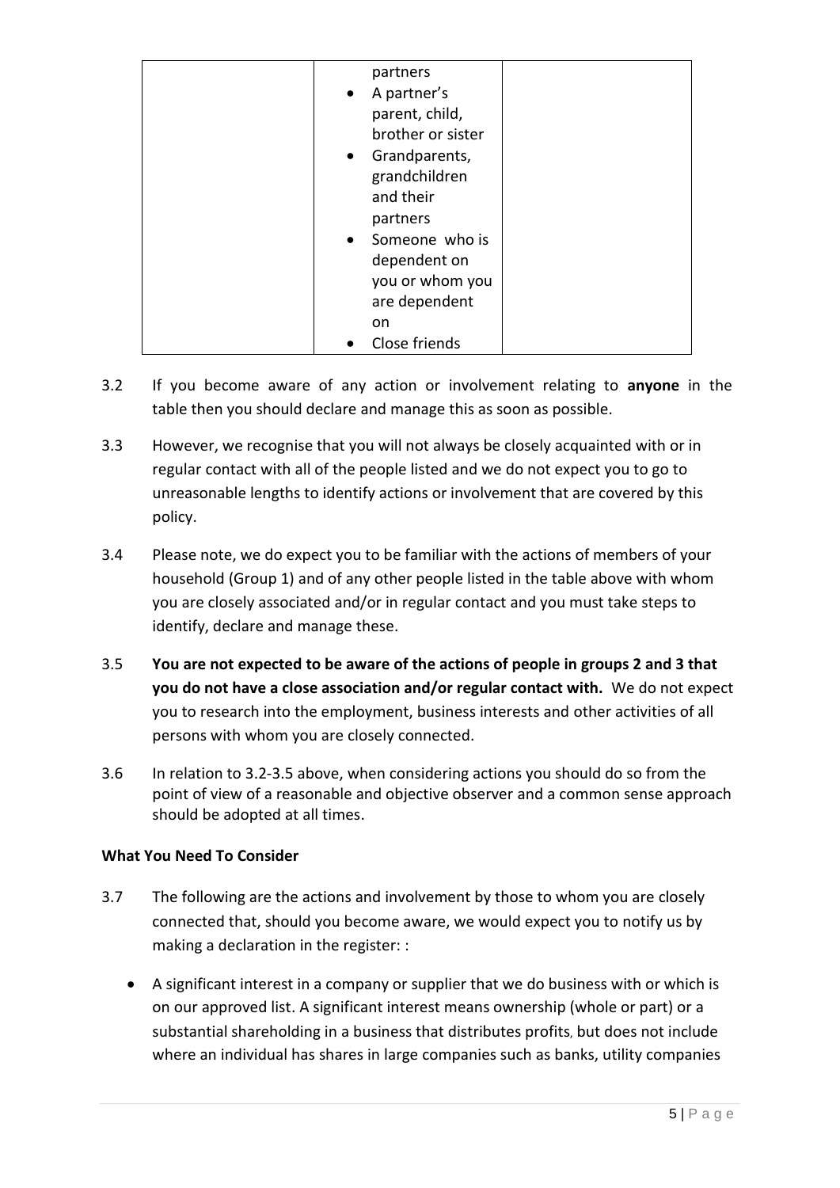| | | |
|---|---|---|
| | partners<br>• A partner's parent, child, brother or sister<br>• Grandparents, grandchildren and their partners<br>• Someone who is dependent on you or whom you are dependent on<br>• Close friends | |

3.2 If you become aware of any action or involvement relating to **anyone** in the table then you should declare and manage this as soon as possible.

3.3 However, we recognise that you will not always be closely acquainted with or in regular contact with all of the people listed and we do not expect you to go to unreasonable lengths to identify actions or involvement that are covered by this policy.

3.4 Please note, we do expect you to be familiar with the actions of members of your household (Group 1) and of any other people listed in the table above with whom you are closely associated and/or in regular contact and you must take steps to identify, declare and manage these.

3.5 **You are not expected to be aware of the actions of people in groups 2 and 3 that you do not have a close association and/or regular contact with.** We do not expect you to research into the employment, business interests and other activities of all persons with whom you are closely connected.

3.6 In relation to 3.2-3.5 above, when considering actions you should do so from the point of view of a reasonable and objective observer and a common sense approach should be adopted at all times.

**What You Need To Consider**

3.7 The following are the actions and involvement by those to whom you are closely connected that, should you become aware, we would expect you to notify us by making a declaration in the register: :

- A significant interest in a company or supplier that we do business with or which is on our approved list. A significant interest means ownership (whole or part) or a substantial shareholding in a business that distributes profits, but does not include where an individual has shares in large companies such as banks, utility companies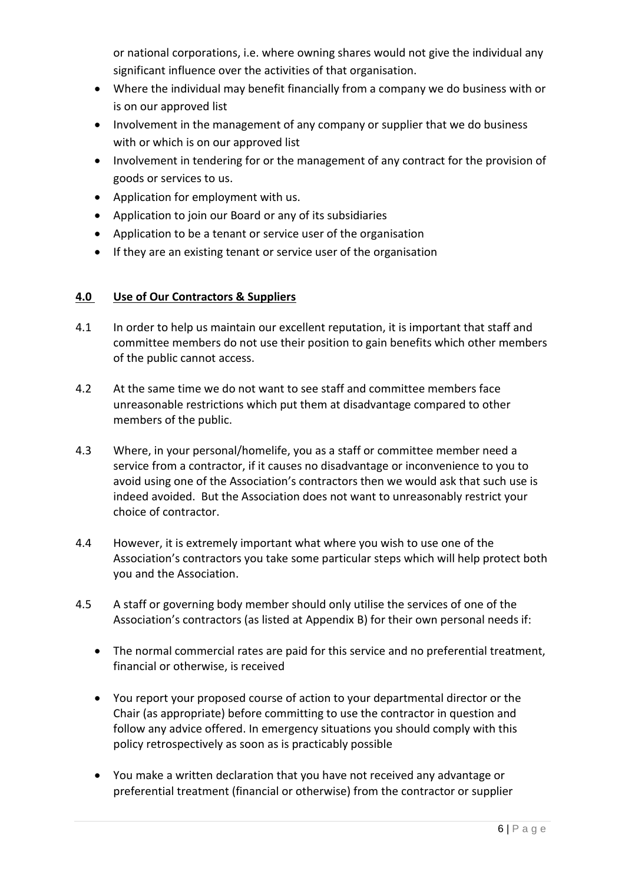or national corporations, i.e. where owning shares would not give the individual any significant influence over the activities of that organisation.

- Where the individual may benefit financially from a company we do business with or is on our approved list
- Involvement in the management of any company or supplier that we do business with or which is on our approved list
- Involvement in tendering for or the management of any contract for the provision of goods or services to us.
- Application for employment with us.
- Application to join our Board or any of its subsidiaries
- Application to be a tenant or service user of the organisation
- If they are an existing tenant or service user of the organisation

## 4.0 Use of Our Contractors & Suppliers

4.1 In order to help us maintain our excellent reputation, it is important that staff and committee members do not use their position to gain benefits which other members of the public cannot access.

4.2 At the same time we do not want to see staff and committee members face unreasonable restrictions which put them at disadvantage compared to other members of the public.

4.3 Where, in your personal/homelife, you as a staff or committee member need a service from a contractor, if it causes no disadvantage or inconvenience to you to avoid using one of the Association's contractors then we would ask that such use is indeed avoided. But the Association does not want to unreasonably restrict your choice of contractor.

4.4 However, it is extremely important what where you wish to use one of the Association's contractors you take some particular steps which will help protect both you and the Association.

4.5 A staff or governing body member should only utilise the services of one of the Association's contractors (as listed at Appendix B) for their own personal needs if:

- The normal commercial rates are paid for this service and no preferential treatment, financial or otherwise, is received
- You report your proposed course of action to your departmental director or the Chair (as appropriate) before committing to use the contractor in question and follow any advice offered. In emergency situations you should comply with this policy retrospectively as soon as is practicably possible
- You make a written declaration that you have not received any advantage or preferential treatment (financial or otherwise) from the contractor or supplier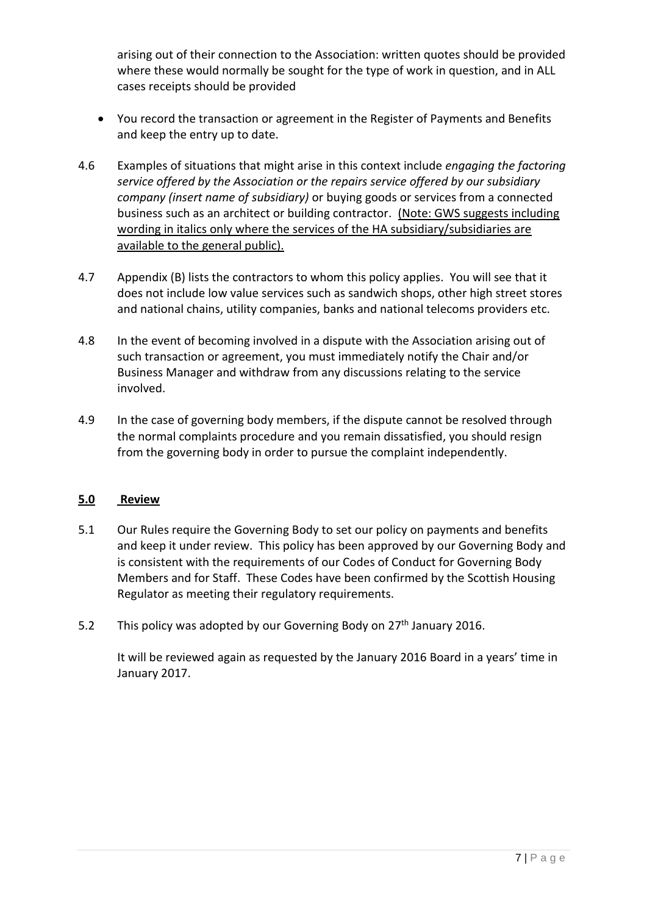arising out of their connection to the Association: written quotes should be provided where these would normally be sought for the type of work in question, and in ALL cases receipts should be provided

- You record the transaction or agreement in the Register of Payments and Benefits and keep the entry up to date.

4.6 Examples of situations that might arise in this context include *engaging the factoring service offered by the Association or the repairs service offered by our subsidiary company (insert name of subsidiary)* or buying goods or services from a connected business such as an architect or building contractor. <u>(Note: GWS suggests including wording in italics only where the services of the HA subsidiary/subsidiaries are available to the general public).</u>

4.7 Appendix (B) lists the contractors to whom this policy applies. You will see that it does not include low value services such as sandwich shops, other high street stores and national chains, utility companies, banks and national telecoms providers etc.

4.8 In the event of becoming involved in a dispute with the Association arising out of such transaction or agreement, you must immediately notify the Chair and/or Business Manager and withdraw from any discussions relating to the service involved.

4.9 In the case of governing body members, if the dispute cannot be resolved through the normal complaints procedure and you remain dissatisfied, you should resign from the governing body in order to pursue the complaint independently.

## 5.0 Review

5.1 Our Rules require the Governing Body to set our policy on payments and benefits and keep it under review. This policy has been approved by our Governing Body and is consistent with the requirements of our Codes of Conduct for Governing Body Members and for Staff. These Codes have been confirmed by the Scottish Housing Regulator as meeting their regulatory requirements.

5.2 This policy was adopted by our Governing Body on 27th January 2016.

It will be reviewed again as requested by the January 2016 Board in a years' time in January 2017.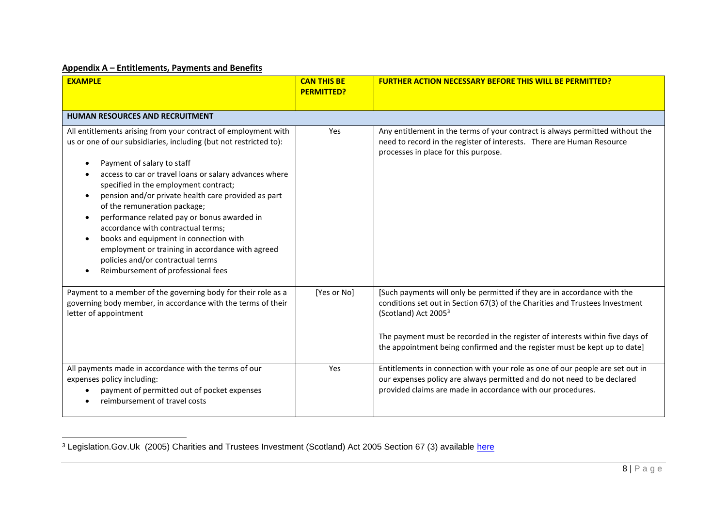**Appendix A – Entitlements, Payments and Benefits**

| EXAMPLE | CAN THIS BE PERMITTED? | FURTHER ACTION NECESSARY BEFORE THIS WILL BE PERMITTED? |
|---|---|---|
| **HUMAN RESOURCES AND RECRUITMENT** | | |
| All entitlements arising from your contract of employment with us or one of our subsidiaries, including (but not restricted to):<br>• Payment of salary to staff<br>• access to car or travel loans or salary advances where specified in the employment contract;<br>• pension and/or private health care provided as part of the remuneration package;<br>• performance related pay or bonus awarded in accordance with contractual terms;<br>• books and equipment in connection with employment or training in accordance with agreed policies and/or contractual terms<br>• Reimbursement of professional fees | Yes | Any entitlement in the terms of your contract is always permitted without the need to record in the register of interests. There are Human Resource processes in place for this purpose. |
| Payment to a member of the governing body for their role as a governing body member, in accordance with the terms of their letter of appointment | [Yes or No] | [Such payments will only be permitted if they are in accordance with the conditions set out in Section 67(3) of the Charities and Trustees Investment (Scotland) Act 2005[3]<br><br>The payment must be recorded in the register of interests within five days of the appointment being confirmed and the register must be kept up to date] |
| All payments made in accordance with the terms of our expenses policy including:<br>• payment of permitted out of pocket expenses<br>• reimbursement of travel costs | Yes | Entitlements in connection with your role as one of our people are set out in our expenses policy are always permitted and do not need to be declared provided claims are made in accordance with our procedures. |

[3] Legislation.Gov.Uk (2005) Charities and Trustees Investment (Scotland) Act 2005 Section 67 (3) available here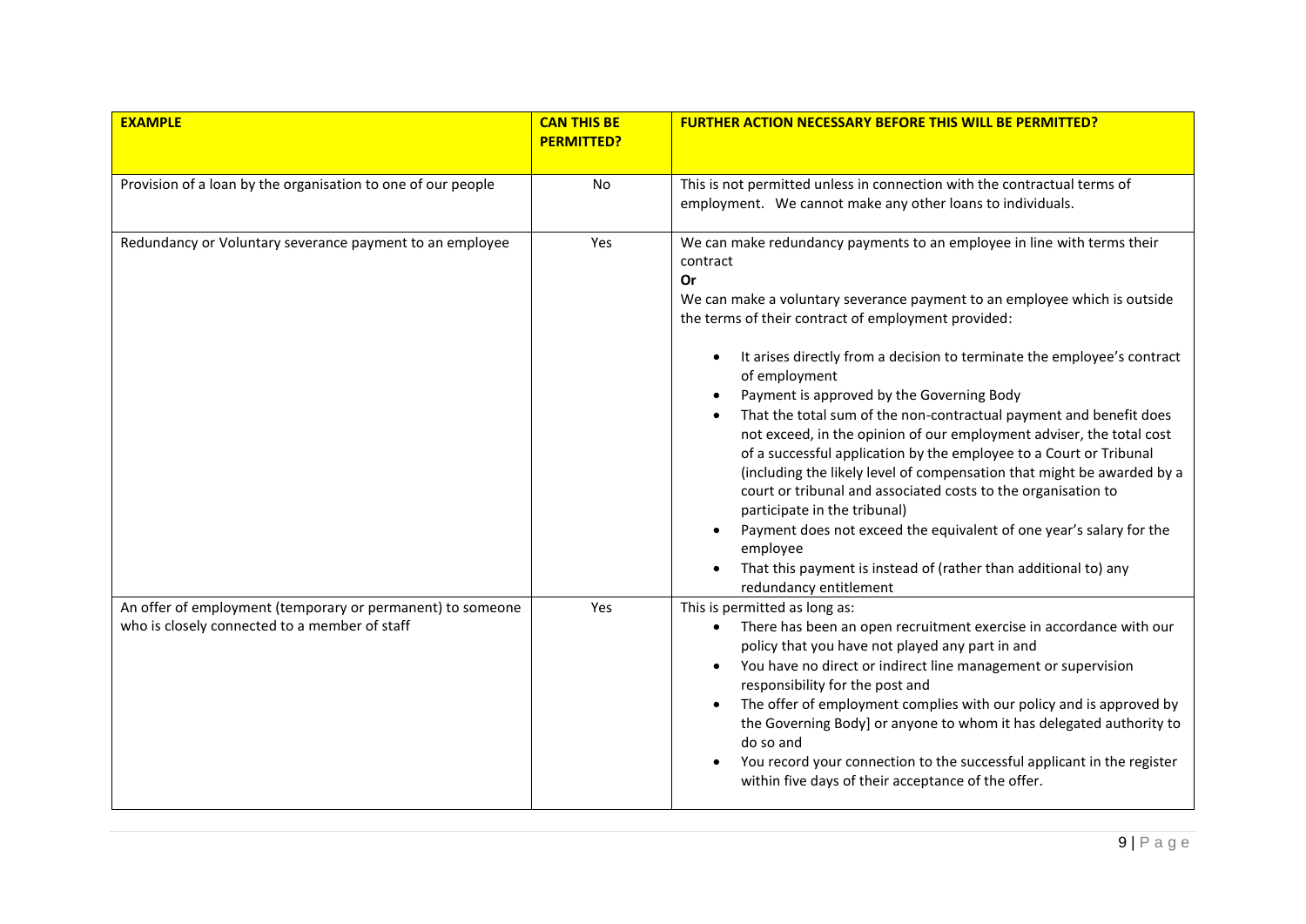| **EXAMPLE** | **CAN THIS BE PERMITTED?** | **FURTHER ACTION NECESSARY BEFORE THIS WILL BE PERMITTED?** |
|---|---|---|
| Provision of a loan by the organisation to one of our people | No | This is not permitted unless in connection with the contractual terms of employment. We cannot make any other loans to individuals. |
| Redundancy or Voluntary severance payment to an employee | Yes | We can make redundancy payments to an employee in line with terms their contract<br>**Or**<br>We can make a voluntary severance payment to an employee which is outside the terms of their contract of employment provided:<br>• It arises directly from a decision to terminate the employee's contract of employment<br>• Payment is approved by the Governing Body<br>• That the total sum of the non-contractual payment and benefit does not exceed, in the opinion of our employment adviser, the total cost of a successful application by the employee to a Court or Tribunal (including the likely level of compensation that might be awarded by a court or tribunal and associated costs to the organisation to participate in the tribunal)<br>• Payment does not exceed the equivalent of one year's salary for the employee<br>• That this payment is instead of (rather than additional to) any redundancy entitlement |
| An offer of employment (temporary or permanent) to someone who is closely connected to a member of staff | Yes | This is permitted as long as:<br>• There has been an open recruitment exercise in accordance with our policy that you have not played any part in and<br>• You have no direct or indirect line management or supervision responsibility for the post and<br>• The offer of employment complies with our policy and is approved by the Governing Body] or anyone to whom it has delegated authority to do so and<br>• You record your connection to the successful applicant in the register within five days of their acceptance of the offer. |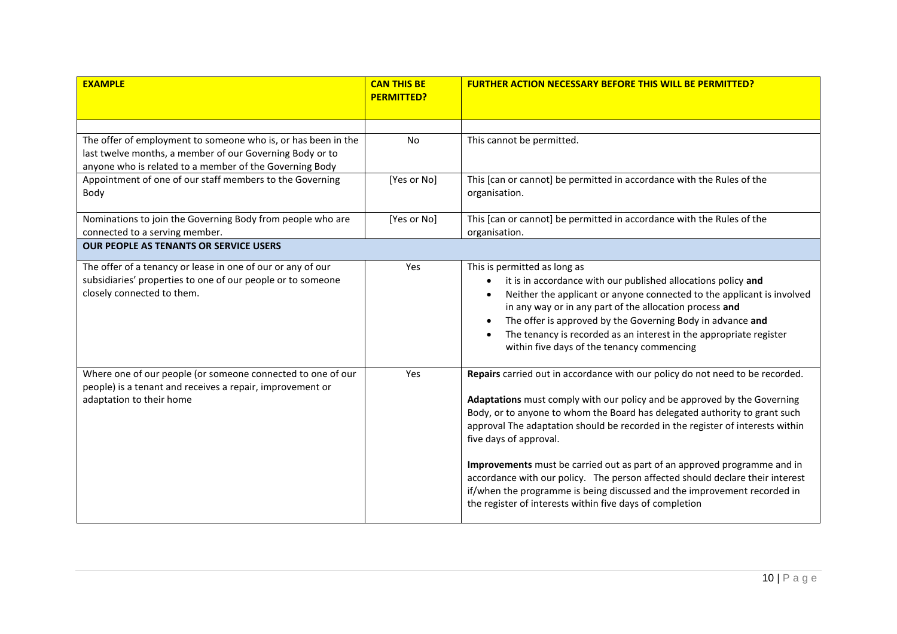| **EXAMPLE** | **CAN THIS BE PERMITTED?** | **FURTHER ACTION NECESSARY BEFORE THIS WILL BE PERMITTED?** |
|---|---|---|
| | | |
| The offer of employment to someone who is, or has been in the last twelve months, a member of our Governing Body or to anyone who is related to a member of the Governing Body | No | This cannot be permitted. |
| Appointment of one of our staff members to the Governing Body | [Yes or No] | This [can or cannot] be permitted in accordance with the Rules of the organisation. |
| Nominations to join the Governing Body from people who are connected to a serving member. | [Yes or No] | This [can or cannot] be permitted in accordance with the Rules of the organisation. |
| **OUR PEOPLE AS TENANTS OR SERVICE USERS** | | |
| The offer of a tenancy or lease in one of our or any of our subsidiaries' properties to one of our people or to someone closely connected to them. | Yes | This is permitted as long as<br>• it is in accordance with our published allocations policy **and**<br>• Neither the applicant or anyone connected to the applicant is involved in any way or in any part of the allocation process **and**<br>• The offer is approved by the Governing Body in advance **and**<br>• The tenancy is recorded as an interest in the appropriate register within five days of the tenancy commencing |
| Where one of our people (or someone connected to one of our people) is a tenant and receives a repair, improvement or adaptation to their home | Yes | **Repairs** carried out in accordance with our policy do not need to be recorded.<br><br>**Adaptations** must comply with our policy and be approved by the Governing Body, or to anyone to whom the Board has delegated authority to grant such approval The adaptation should be recorded in the register of interests within five days of approval.<br><br>**Improvements** must be carried out as part of an approved programme and in accordance with our policy. The person affected should declare their interest if/when the programme is being discussed and the improvement recorded in the register of interests within five days of completion |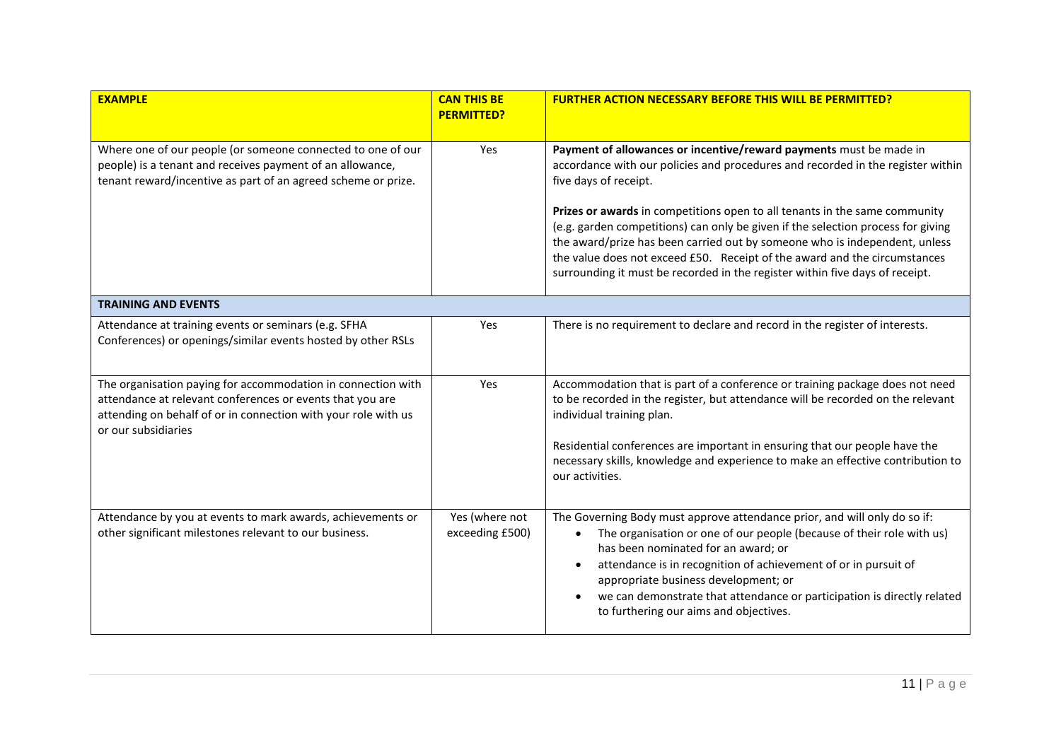| **EXAMPLE** | **CAN THIS BE PERMITTED?** | **FURTHER ACTION NECESSARY BEFORE THIS WILL BE PERMITTED?** |
|---|---|---|
| Where one of our people (or someone connected to one of our people) is a tenant and receives payment of an allowance, tenant reward/incentive as part of an agreed scheme or prize. | Yes | **Payment of allowances or incentive/reward payments** must be made in accordance with our policies and procedures and recorded in the register within five days of receipt.<br><br>**Prizes or awards** in competitions open to all tenants in the same community (e.g. garden competitions) can only be given if the selection process for giving the award/prize has been carried out by someone who is independent, unless the value does not exceed £50. Receipt of the award and the circumstances surrounding it must be recorded in the register within five days of receipt. |
| **TRAINING AND EVENTS** | | |
| Attendance at training events or seminars (e.g. SFHA Conferences) or openings/similar events hosted by other RSLs | Yes | There is no requirement to declare and record in the register of interests. |
| The organisation paying for accommodation in connection with attendance at relevant conferences or events that you are attending on behalf of or in connection with your role with us or our subsidiaries | Yes | Accommodation that is part of a conference or training package does not need to be recorded in the register, but attendance will be recorded on the relevant individual training plan.<br><br>Residential conferences are important in ensuring that our people have the necessary skills, knowledge and experience to make an effective contribution to our activities. |
| Attendance by you at events to mark awards, achievements or other significant milestones relevant to our business. | Yes (where not exceeding £500) | The Governing Body must approve attendance prior, and will only do so if:<br>• The organisation or one of our people (because of their role with us) has been nominated for an award; or<br>• attendance is in recognition of achievement of or in pursuit of appropriate business development; or<br>• we can demonstrate that attendance or participation is directly related to furthering our aims and objectives. |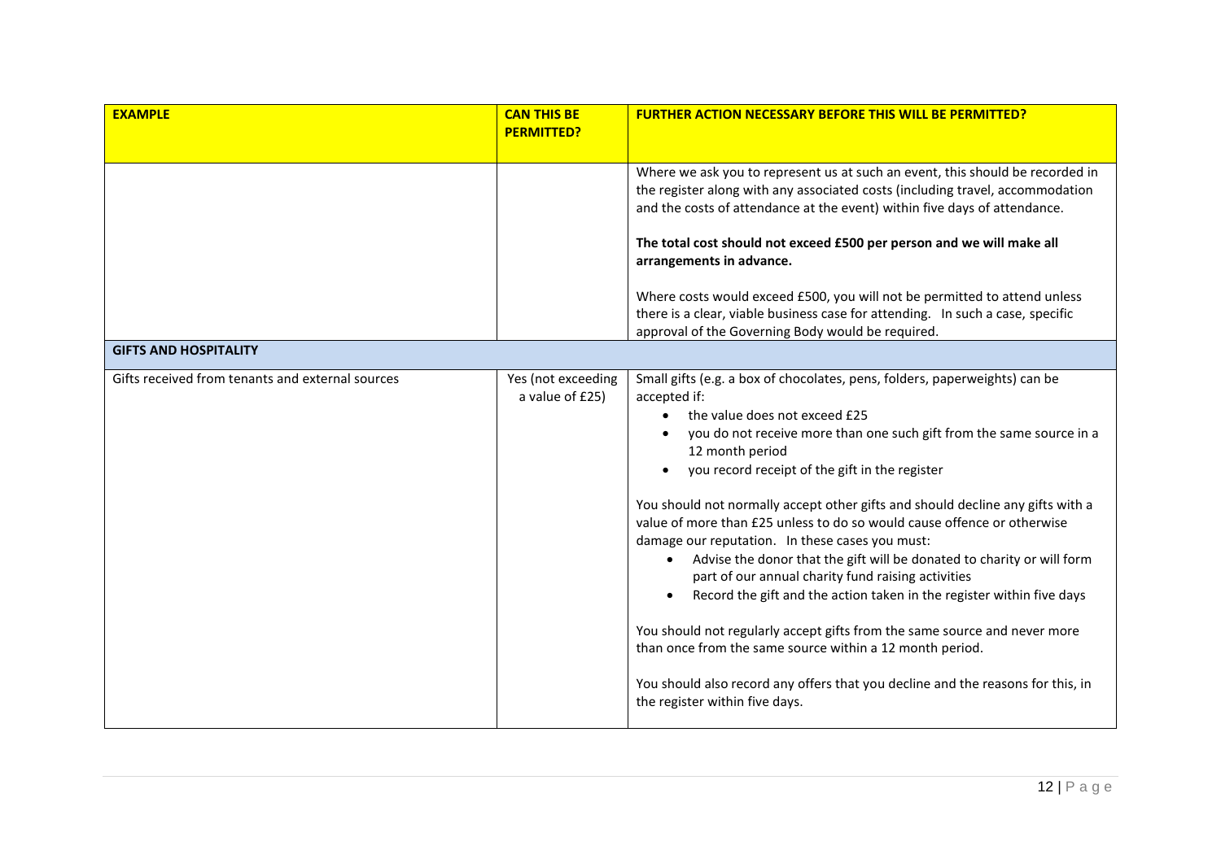| EXAMPLE | CAN THIS BE PERMITTED? | FURTHER ACTION NECESSARY BEFORE THIS WILL BE PERMITTED? |
|---|---|---|
| | | Where we ask you to represent us at such an event, this should be recorded in the register along with any associated costs (including travel, accommodation and the costs of attendance at the event) within five days of attendance.<br><br>**The total cost should not exceed £500 per person and we will make all arrangements in advance.**<br><br>Where costs would exceed £500, you will not be permitted to attend unless there is a clear, viable business case for attending. In such a case, specific approval of the Governing Body would be required. |
| **GIFTS AND HOSPITALITY** | | |
| Gifts received from tenants and external sources | Yes (not exceeding a value of £25) | Small gifts (e.g. a box of chocolates, pens, folders, paperweights) can be accepted if:<br>• the value does not exceed £25<br>• you do not receive more than one such gift from the same source in a 12 month period<br>• you record receipt of the gift in the register<br><br>You should not normally accept other gifts and should decline any gifts with a value of more than £25 unless to do so would cause offence or otherwise damage our reputation. In these cases you must:<br>• Advise the donor that the gift will be donated to charity or will form part of our annual charity fund raising activities<br>• Record the gift and the action taken in the register within five days<br><br>You should not regularly accept gifts from the same source and never more than once from the same source within a 12 month period.<br><br>You should also record any offers that you decline and the reasons for this, in the register within five days. |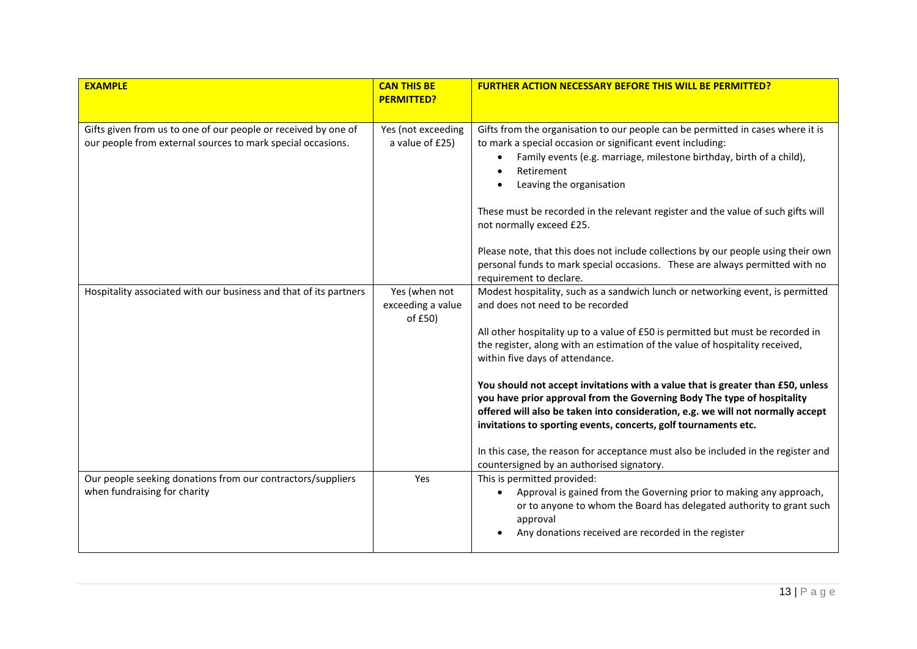| **EXAMPLE** | **CAN THIS BE PERMITTED?** | **FURTHER ACTION NECESSARY BEFORE THIS WILL BE PERMITTED?** |
|---|---|---|
| Gifts given from us to one of our people or received by one of our people from external sources to mark special occasions. | Yes (not exceeding a value of £25) | Gifts from the organisation to our people can be permitted in cases where it is to mark a special occasion or significant event including:<br>• Family events (e.g. marriage, milestone birthday, birth of a child),<br>• Retirement<br>• Leaving the organisation<br><br>These must be recorded in the relevant register and the value of such gifts will not normally exceed £25.<br><br>Please note, that this does not include collections by our people using their own personal funds to mark special occasions. These are always permitted with no requirement to declare. |
| Hospitality associated with our business and that of its partners | Yes (when not exceeding a value of £50) | Modest hospitality, such as a sandwich lunch or networking event, is permitted and does not need to be recorded<br><br>All other hospitality up to a value of £50 is permitted but must be recorded in the register, along with an estimation of the value of hospitality received, within five days of attendance.<br><br>**You should not accept invitations with a value that is greater than £50, unless you have prior approval from the Governing Body The type of hospitality offered will also be taken into consideration, e.g. we will not normally accept invitations to sporting events, concerts, golf tournaments etc.**<br><br>In this case, the reason for acceptance must also be included in the register and countersigned by an authorised signatory. |
| Our people seeking donations from our contractors/suppliers when fundraising for charity | Yes | This is permitted provided:<br>• Approval is gained from the Governing prior to making any approach, or to anyone to whom the Board has delegated authority to grant such approval<br>• Any donations received are recorded in the register |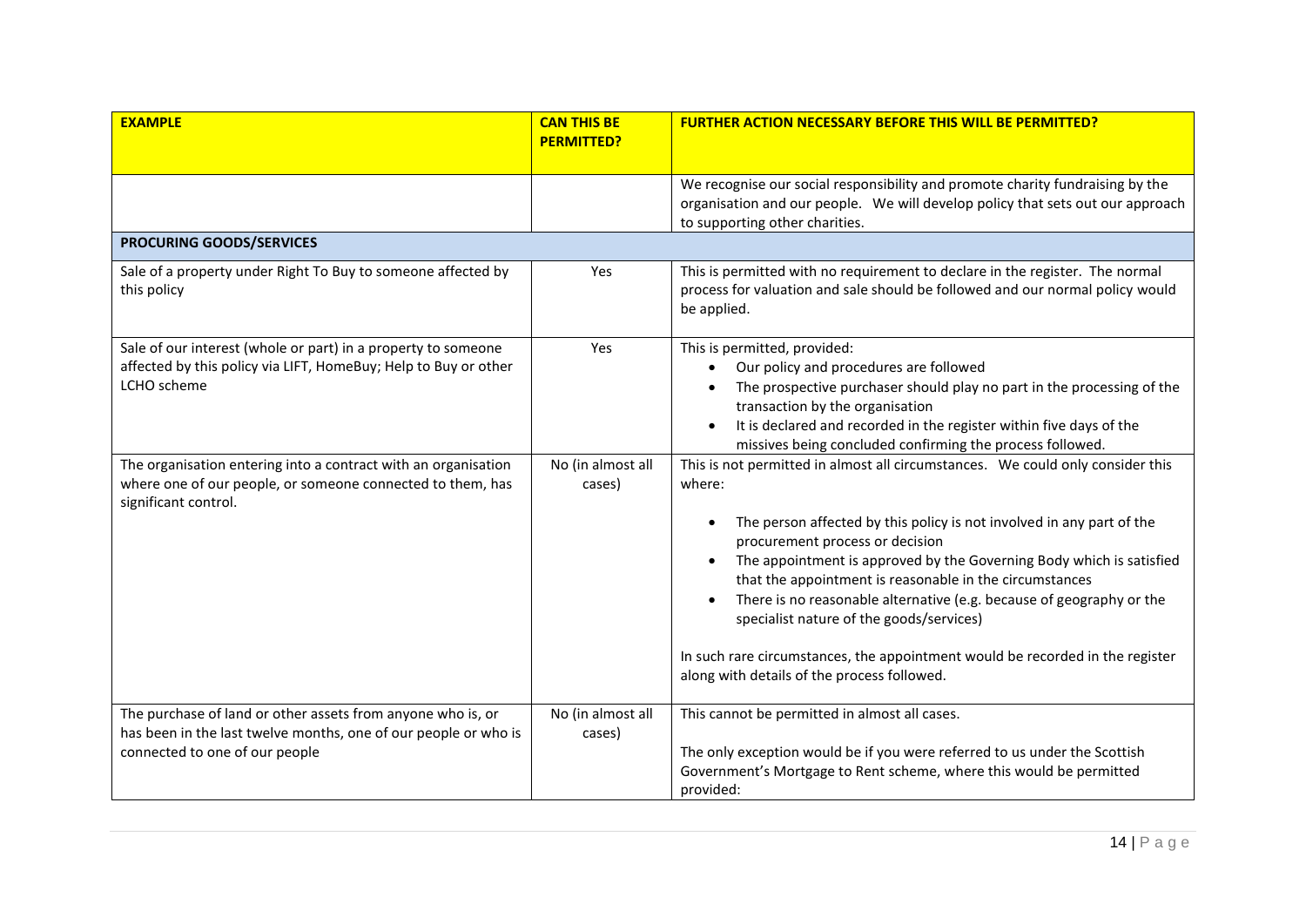| EXAMPLE | CAN THIS BE PERMITTED? | FURTHER ACTION NECESSARY BEFORE THIS WILL BE PERMITTED? |
|---|---|---|
| | | We recognise our social responsibility and promote charity fundraising by the organisation and our people. We will develop policy that sets out our approach to supporting other charities. |
| **PROCURING GOODS/SERVICES** | | |
| Sale of a property under Right To Buy to someone affected by this policy | Yes | This is permitted with no requirement to declare in the register. The normal process for valuation and sale should be followed and our normal policy would be applied. |
| Sale of our interest (whole or part) in a property to someone affected by this policy via LIFT, HomeBuy; Help to Buy or other LCHO scheme | Yes | This is permitted, provided:<br>• Our policy and procedures are followed<br>• The prospective purchaser should play no part in the processing of the transaction by the organisation<br>• It is declared and recorded in the register within five days of the missives being concluded confirming the process followed. |
| The organisation entering into a contract with an organisation where one of our people, or someone connected to them, has significant control. | No (in almost all cases) | This is not permitted in almost all circumstances. We could only consider this where:<br>• The person affected by this policy is not involved in any part of the procurement process or decision<br>• The appointment is approved by the Governing Body which is satisfied that the appointment is reasonable in the circumstances<br>• There is no reasonable alternative (e.g. because of geography or the specialist nature of the goods/services)<br><br>In such rare circumstances, the appointment would be recorded in the register along with details of the process followed. |
| The purchase of land or other assets from anyone who is, or has been in the last twelve months, one of our people or who is connected to one of our people | No (in almost all cases) | This cannot be permitted in almost all cases.<br><br>The only exception would be if you were referred to us under the Scottish Government's Mortgage to Rent scheme, where this would be permitted provided: |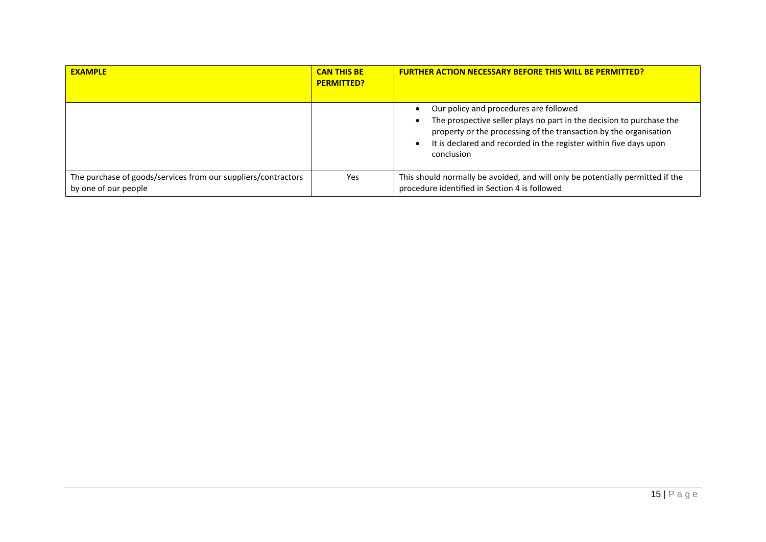| EXAMPLE | CAN THIS BE PERMITTED? | FURTHER ACTION NECESSARY BEFORE THIS WILL BE PERMITTED? |
|---|---|---|
| | | • Our policy and procedures are followed<br>• The prospective seller plays no part in the decision to purchase the property or the processing of the transaction by the organisation<br>• It is declared and recorded in the register within five days upon conclusion |
| The purchase of goods/services from our suppliers/contractors by one of our people | Yes | This should normally be avoided, and will only be potentially permitted if the procedure identified in Section 4 is followed |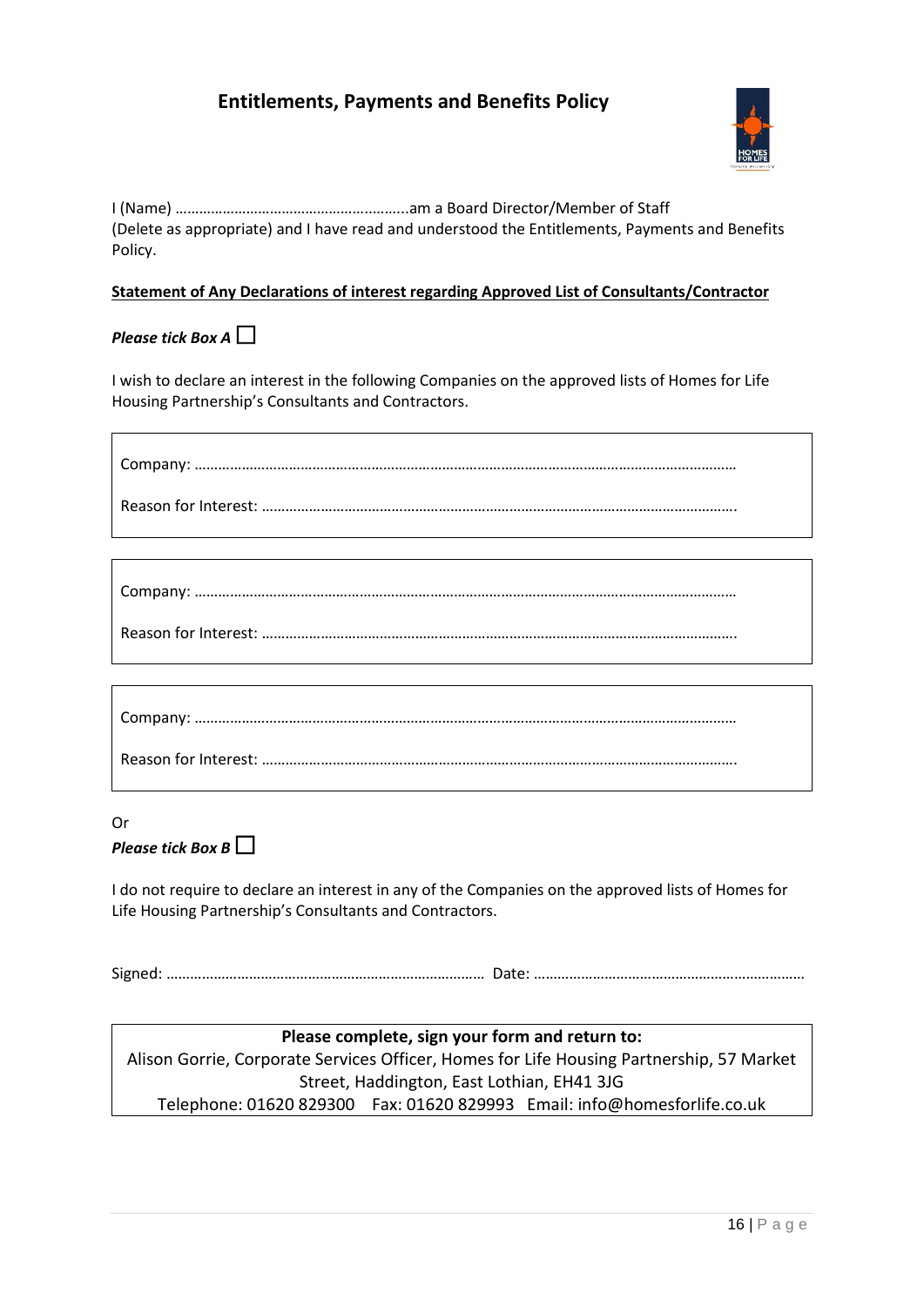# Entitlements, Payments and Benefits Policy

I (Name) ………………………………………….........am a Board Director/Member of Staff (Delete as appropriate) and I have read and understood the Entitlements, Payments and Benefits Policy.

**Statement of Any Declarations of interest regarding Approved List of Consultants/Contractor**

***Please tick Box A*** ☐

I wish to declare an interest in the following Companies on the approved lists of Homes for Life Housing Partnership's Consultants and Contractors.

Company: ……………………………………………………………………………………………………………………

Reason for Interest: …………………………………………………………………………………………………….

Company: ……………………………………………………………………………………………………………………

Reason for Interest: …………………………………………………………………………………………………….

Company: ……………………………………………………………………………………………………………………

Reason for Interest: …………………………………………………………………………………………………….

Or

***Please tick Box B*** ☐

I do not require to declare an interest in any of the Companies on the approved lists of Homes for Life Housing Partnership's Consultants and Contractors.

Signed: ……………………………………………………………………… Date: ……………………………………………………………

**Please complete, sign your form and return to:**

Alison Gorrie, Corporate Services Officer, Homes for Life Housing Partnership, 57 Market Street, Haddington, East Lothian, EH41 3JG

Telephone: 01620 829300 Fax: 01620 829993 Email: info@homesforlife.co.uk